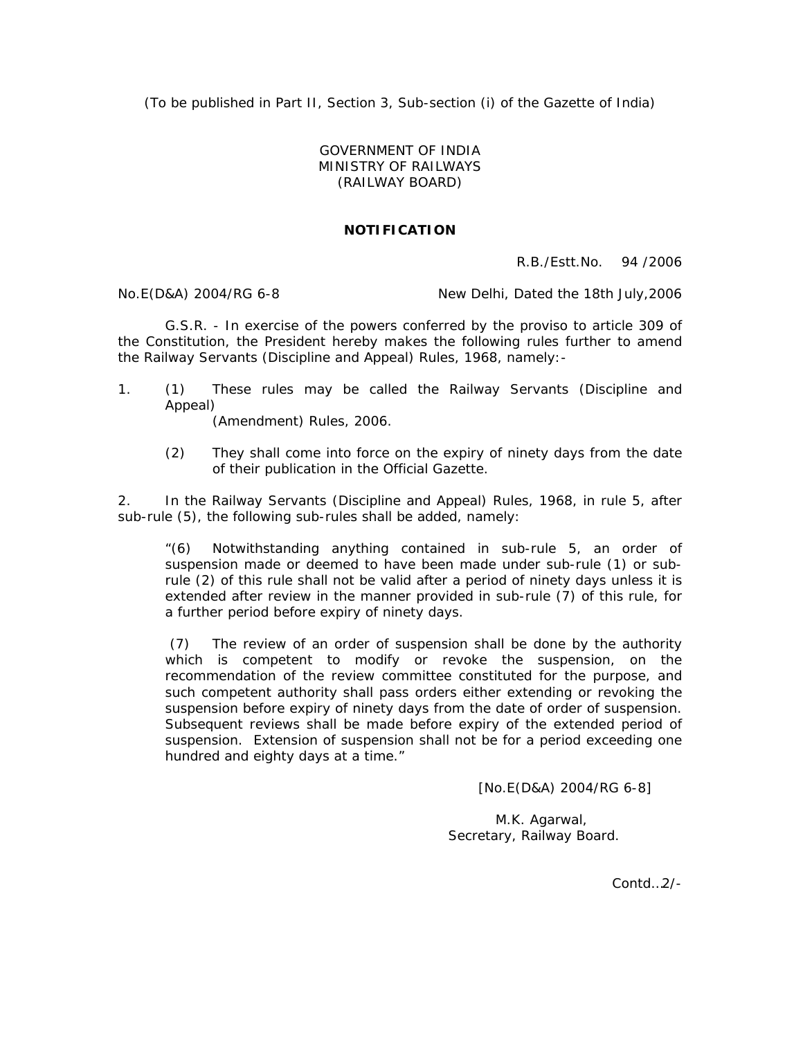(To be published in Part II, Section 3, Sub-section (i) of the Gazette of India)

GOVERNMENT OF INDIA
MINISTRY OF RAILWAYS
(RAILWAY BOARD)

**NOTIFICATION**

R.B./Estt.No. 94 /2006

No.E(D&A) 2004/RG 6-8 New Delhi, Dated the 18th July,2006

G.S.R. - In exercise of the powers conferred by the proviso to article 309 of the Constitution, the President hereby makes the following rules further to amend the Railway Servants (Discipline and Appeal) Rules, 1968, namely:-

1. (1) These rules may be called the Railway Servants (Discipline and Appeal) (Amendment) Rules, 2006.

   (2) They shall come into force on the expiry of ninety days from the date of their publication in the Official Gazette.

2. In the Railway Servants (Discipline and Appeal) Rules, 1968, in rule 5, after sub-rule (5), the following sub-rules shall be added, namely:

"(6) Notwithstanding anything contained in sub-rule 5, an order of suspension made or deemed to have been made under sub-rule (1) or sub-rule (2) of this rule shall not be valid after a period of ninety days unless it is extended after review in the manner provided in sub-rule (7) of this rule, for a further period before expiry of ninety days.

(7) The review of an order of suspension shall be done by the authority which is competent to modify or revoke the suspension, on the recommendation of the review committee constituted for the purpose, and such competent authority shall pass orders either extending or revoking the suspension before expiry of ninety days from the date of order of suspension. Subsequent reviews shall be made before expiry of the extended period of suspension. Extension of suspension shall not be for a period exceeding one hundred and eighty days at a time."

[No.E(D&A) 2004/RG 6-8]

M.K. Agarwal,
Secretary, Railway Board.

Contd...2/-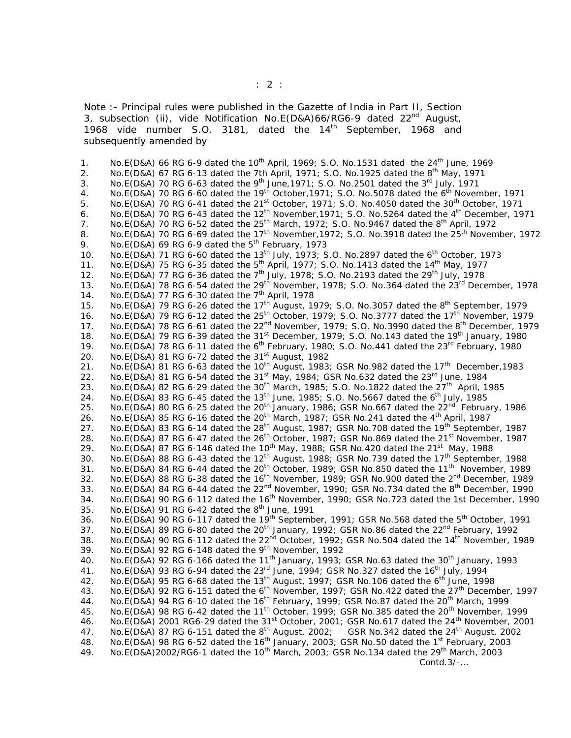Note :- Principal rules were published in the Gazette of India in Part II, Section 3, subsection (ii), vide Notification No.E(D&A)66/RG6-9 dated 22nd August, 1968 vide number S.O. 3181, dated the 14th September, 1968 and subsequently amended by

1. No.E(D&A) 66 RG 6-9 dated the 10th April, 1969; S.O. No.1531 dated the 24th June, 1969
2. No.E(D&A) 67 RG 6-13 dated the 7th April, 1971; S.O. No.1925 dated the 8th May, 1971
3. No.E(D&A) 70 RG 6-63 dated the 9th June,1971; S.O. No.2501 dated the 3rd July, 1971
4. No.E(D&A) 70 RG 6-60 dated the 19th October,1971; S.O. No.5078 dated the 6th November, 1971
5. No.E(D&A) 70 RG 6-41 dated the 21st October, 1971; S.O. No.4050 dated the 30th October, 1971
6. No.E(D&A) 70 RG 6-43 dated the 12th November,1971; S.O. No.5264 dated the 4th December, 1971
7. No.E(D&A) 70 RG 6-52 dated the 25th March, 1972; S.O. No.9467 dated the 8th April, 1972
8. No.E(D&A) 70 RG 6-69 dated the 17th November,1972; S.O. No.3918 dated the 25th November, 1972
9. No.E(D&A) 69 RG 6-9 dated the 5th February, 1973
10. No.E(D&A) 71 RG 6-60 dated the 13th July, 1973; S.O. No.2897 dated the 6th October, 1973
11. No.E(D&A) 75 RG 6-35 dated the 5th April, 1977; S.O. No.1413 dated the 14th May, 1977
12. No.E(D&A) 77 RG 6-36 dated the 7th July, 1978; S.O. No.2193 dated the 29th July, 1978
13. No.E(D&A) 78 RG 6-54 dated the 29th November, 1978; S.O. No.364 dated the 23rd December, 1978
14. No.E(D&A) 77 RG 6-30 dated the 7th April, 1978
15. No.E(D&A) 79 RG 6-26 dated the 17th August, 1979; S.O. No.3057 dated the 8th September, 1979
16. No.E(D&A) 79 RG 6-12 dated the 25th October, 1979; S.O. No.3777 dated the 17th November, 1979
17. No.E(D&A) 78 RG 6-61 dated the 22nd November, 1979; S.O. No.3990 dated the 8th December, 1979
18. No.E(D&A) 79 RG 6-39 dated the 31st December, 1979; S.O. No.143 dated the 19th January, 1980
19. No.E(D&A) 78 RG 6-11 dated the 6th February, 1980; S.O. No.441 dated the 23rd February, 1980
20. No.E(D&A) 81 RG 6-72 dated the 31st August, 1982
21. No.E(D&A) 81 RG 6-63 dated the 10th August, 1983; GSR No.982 dated the 17th December,1983
22. No.E(D&A) 81 RG 6-54 dated the 31st May, 1984; GSR No.632 dated the 23rd June, 1984
23. No.E(D&A) 82 RG 6-29 dated the 30th March, 1985; S.O. No.1822 dated the 27th April, 1985
24. No.E(D&A) 83 RG 6-45 dated the 13th June, 1985; S.O. No.5667 dated the 6th July, 1985
25. No.E(D&A) 80 RG 6-25 dated the 20th January, 1986; GSR No.667 dated the 22nd February, 1986
26. No.E(D&A) 85 RG 6-16 dated the 20th March, 1987; GSR No.241 dated the 4th April, 1987
27. No.E(D&A) 83 RG 6-14 dated the 28th August, 1987; GSR No.708 dated the 19th September, 1987
28. No.E(D&A) 87 RG 6-47 dated the 26th October, 1987; GSR No.869 dated the 21st November, 1987
29. No.E(D&A) 87 RG 6-146 dated the 10th May, 1988; GSR No.420 dated the 21st May, 1988
30. No.E(D&A) 88 RG 6-43 dated the 12th August, 1988; GSR No.739 dated the 17th September, 1988
31. No.E(D&A) 84 RG 6-44 dated the 20th October, 1989; GSR No.850 dated the 11th November, 1989
32. No.E(D&A) 88 RG 6-38 dated the 16th November, 1989; GSR No.900 dated the 2nd December, 1989
33. No.E(D&A) 84 RG 6-44 dated the 22nd November, 1990; GSR No.734 dated the 8th December, 1990
34. No.E(D&A) 90 RG 6-112 dated the 16th November, 1990; GSR No.723 dated the 1st December, 1990
35. No.E(D&A) 91 RG 6-42 dated the 8th June, 1991
36. No.E(D&A) 90 RG 6-117 dated the 19th September, 1991; GSR No.568 dated the 5th October, 1991
37. No.E(D&A) 89 RG 6-80 dated the 20th January, 1992; GSR No.86 dated the 22nd February, 1992
38. No.E(D&A) 90 RG 6-112 dated the 22nd October, 1992; GSR No.504 dated the 14th November, 1989
39. No.E(D&A) 92 RG 6-148 dated the 9th November, 1992
40. No.E(D&A) 92 RG 6-166 dated the 11th January, 1993; GSR No.63 dated the 30th January, 1993
41. No.E(D&A) 93 RG 6-94 dated the 23rd June, 1994; GSR No.327 dated the 16th July, 1994
42. No.E(D&A) 95 RG 6-68 dated the 13th August, 1997; GSR No.106 dated the 6th June, 1998
43. No.E(D&A) 92 RG 6-151 dated the 6th November, 1997; GSR No.422 dated the 27th December, 1997
44. No.E(D&A) 94 RG 6-10 dated the 16th February, 1999; GSR No.87 dated the 20th March, 1999
45. No.E(D&A) 98 RG 6-42 dated the 11th October, 1999; GSR No.385 dated the 20th November, 1999
46. No.E(D&A) 2001 RG6-29 dated the 31st October, 2001; GSR No.617 dated the 24th November, 2001
47. No.E(D&A) 87 RG 6-151 dated the 8th August, 2002; GSR No.342 dated the 24th August, 2002
48. No.E(D&A) 98 RG 6-52 dated the 16th January, 2003; GSR No.50 dated the 1st February, 2003
49. No.E(D&A)2002/RG6-1 dated the 10th March, 2003; GSR No.134 dated the 29th March, 2003

Contd.3/-…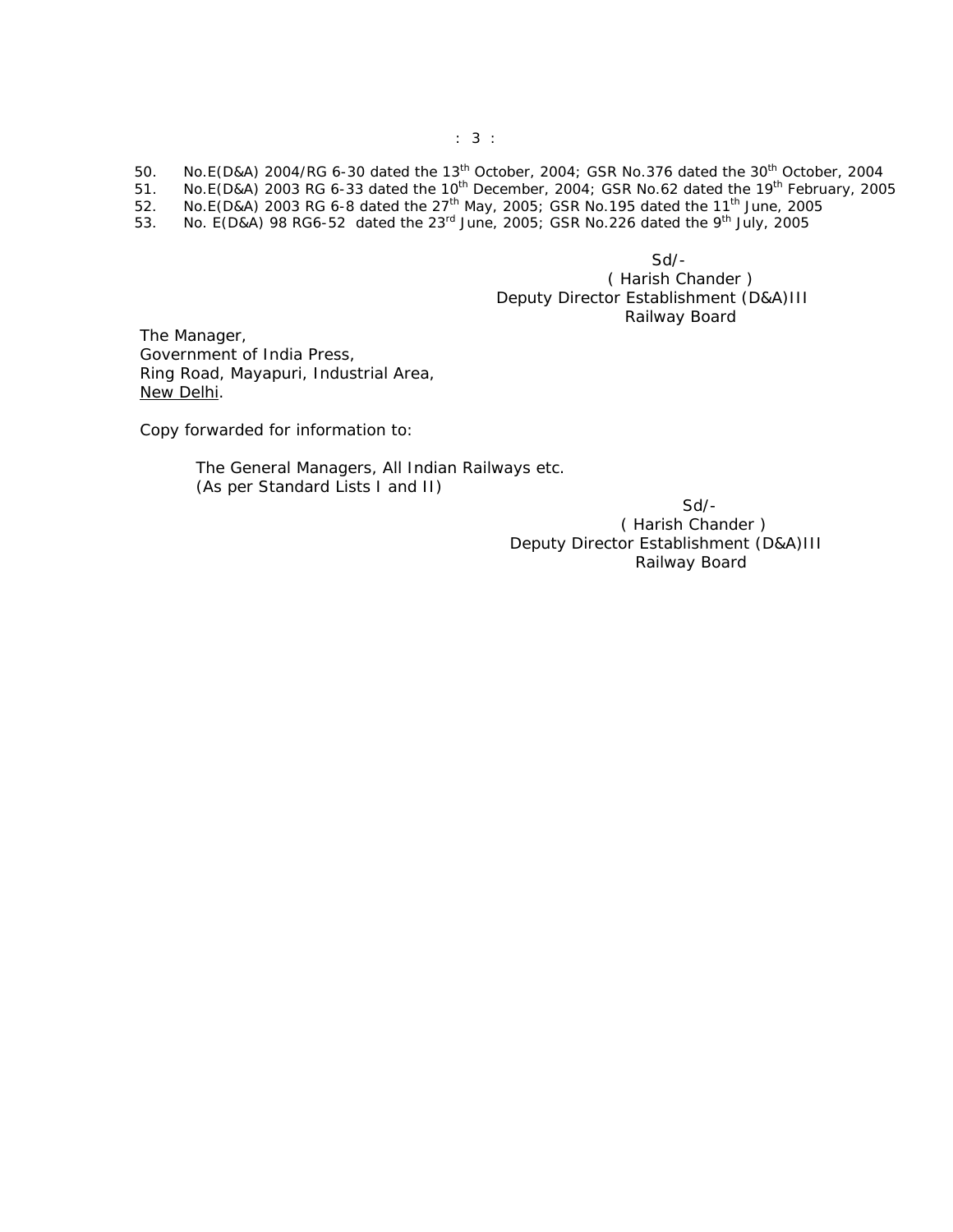50. No.E(D&A) 2004/RG 6-30 dated the 13th October, 2004; GSR No.376 dated the 30th October, 2004
51. No.E(D&A) 2003 RG 6-33 dated the 10th December, 2004; GSR No.62 dated the 19th February, 2005
52. No.E(D&A) 2003 RG 6-8 dated the 27th May, 2005; GSR No.195 dated the 11th June, 2005
53. No. E(D&A) 98 RG6-52 dated the 23rd June, 2005; GSR No.226 dated the 9th July, 2005

Sd/-
( Harish Chander )
Deputy Director Establishment (D&A)III
Railway Board

The Manager,
Government of India Press,
Ring Road, Mayapuri, Industrial Area,
New Delhi.

Copy forwarded for information to:

The General Managers, All Indian Railways etc.
(As per Standard Lists I and II)

Sd/-
( Harish Chander )
Deputy Director Establishment (D&A)III
Railway Board